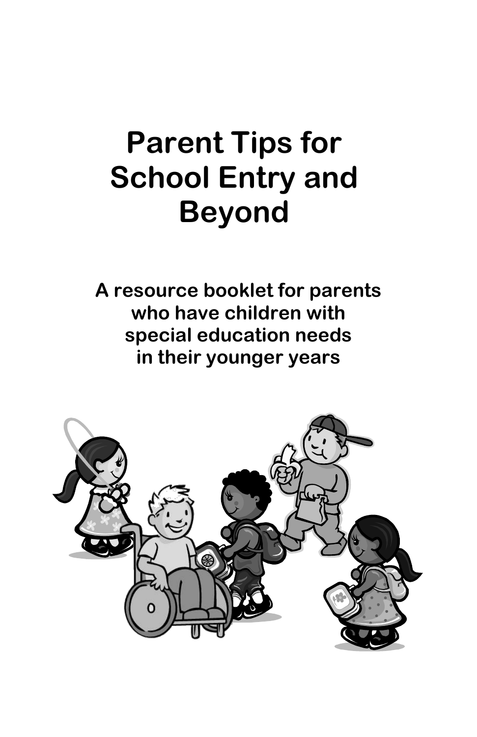# Parent Tips for School Entry and Beyond

**A resource booklet for parents who have children with special education needs in their younger years**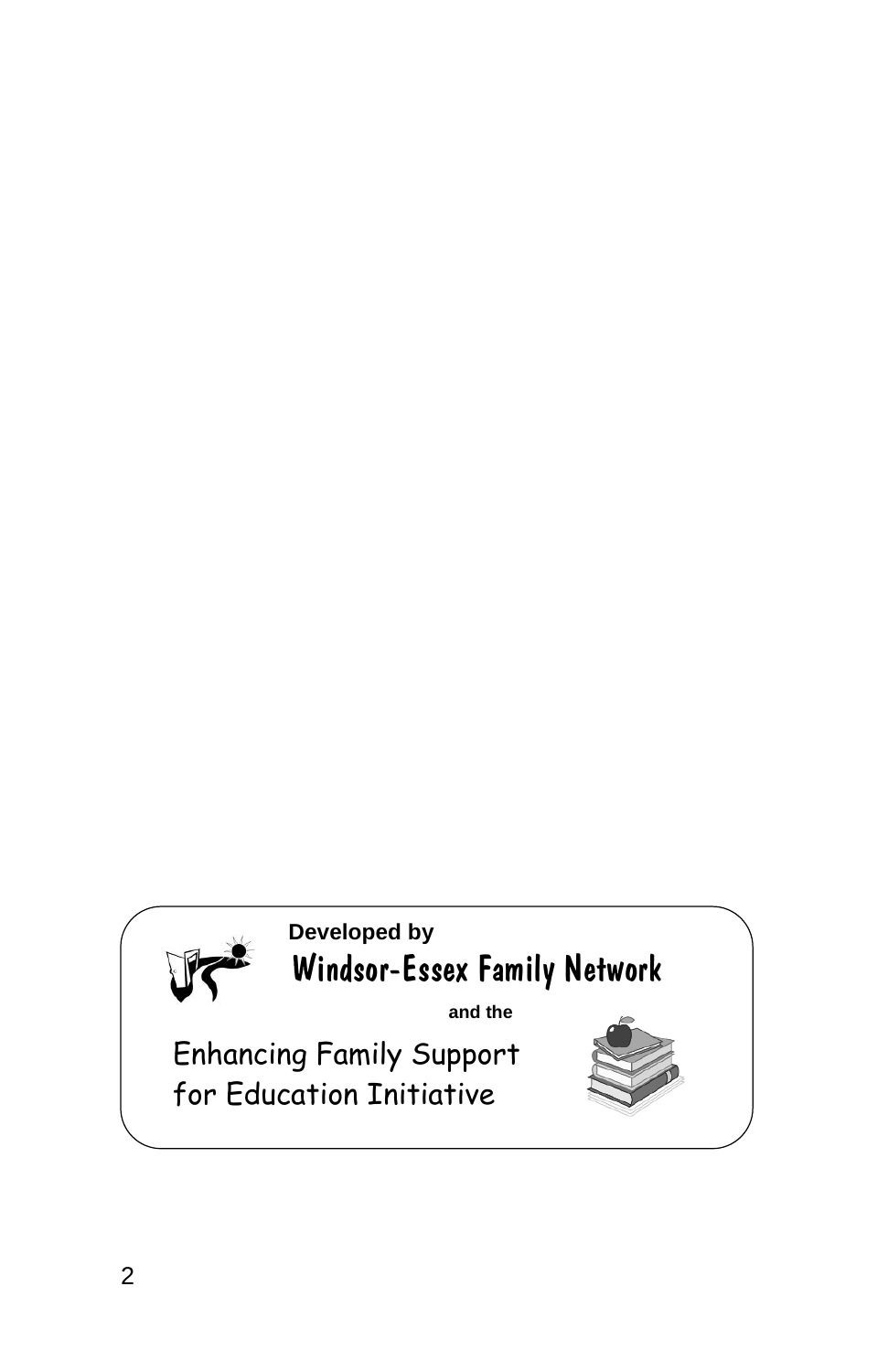**Developed by**

Windsor-Essex Family Network

**and the**

Enhancing Family Support for Education Initiative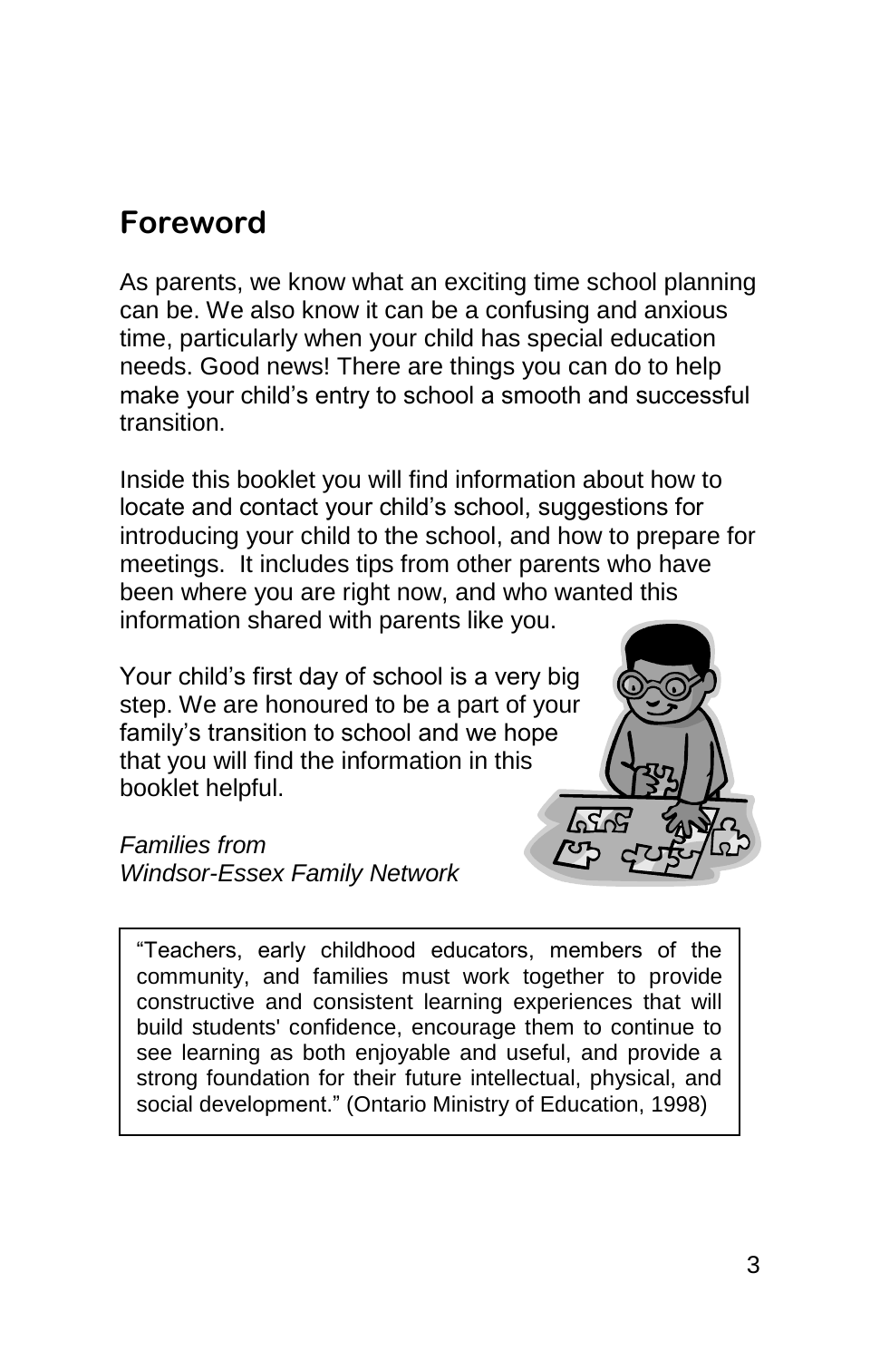## Foreword

As parents, we know what an exciting time school planning can be. We also know it can be a confusing and anxious time, particularly when your child has special education needs. Good news! There are things you can do to help make your child's entry to school a smooth and successful transition.

Inside this booklet you will find information about how to locate and contact your child's school, suggestions for introducing your child to the school, and how to prepare for meetings. It includes tips from other parents who have been where you are right now, and who wanted this information shared with parents like you.

Your child's first day of school is a very big step. We are honoured to be a part of your family's transition to school and we hope that you will find the information in this booklet helpful.

*Families from*
*Windsor-Essex Family Network*

> "Teachers, early childhood educators, members of the community, and families must work together to provide constructive and consistent learning experiences that will build students' confidence, encourage them to continue to see learning as both enjoyable and useful, and provide a strong foundation for their future intellectual, physical, and social development." (Ontario Ministry of Education, 1998)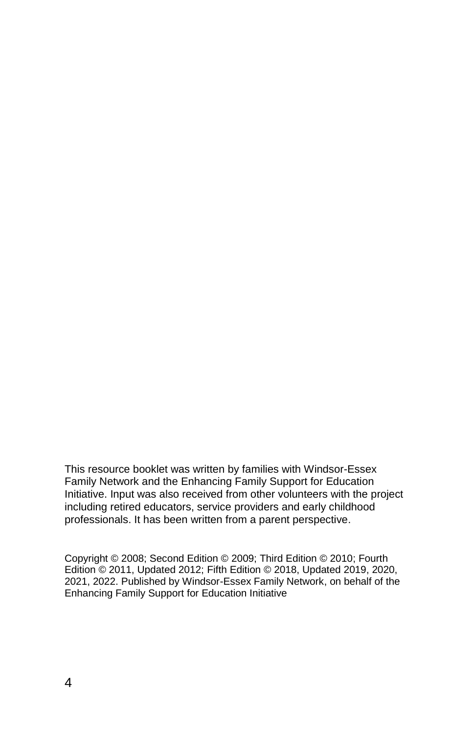This resource booklet was written by families with Windsor-Essex Family Network and the Enhancing Family Support for Education Initiative. Input was also received from other volunteers with the project including retired educators, service providers and early childhood professionals. It has been written from a parent perspective.

Copyright © 2008; Second Edition © 2009; Third Edition © 2010; Fourth Edition © 2011, Updated 2012; Fifth Edition © 2018, Updated 2019, 2020, 2021, 2022. Published by Windsor-Essex Family Network, on behalf of the Enhancing Family Support for Education Initiative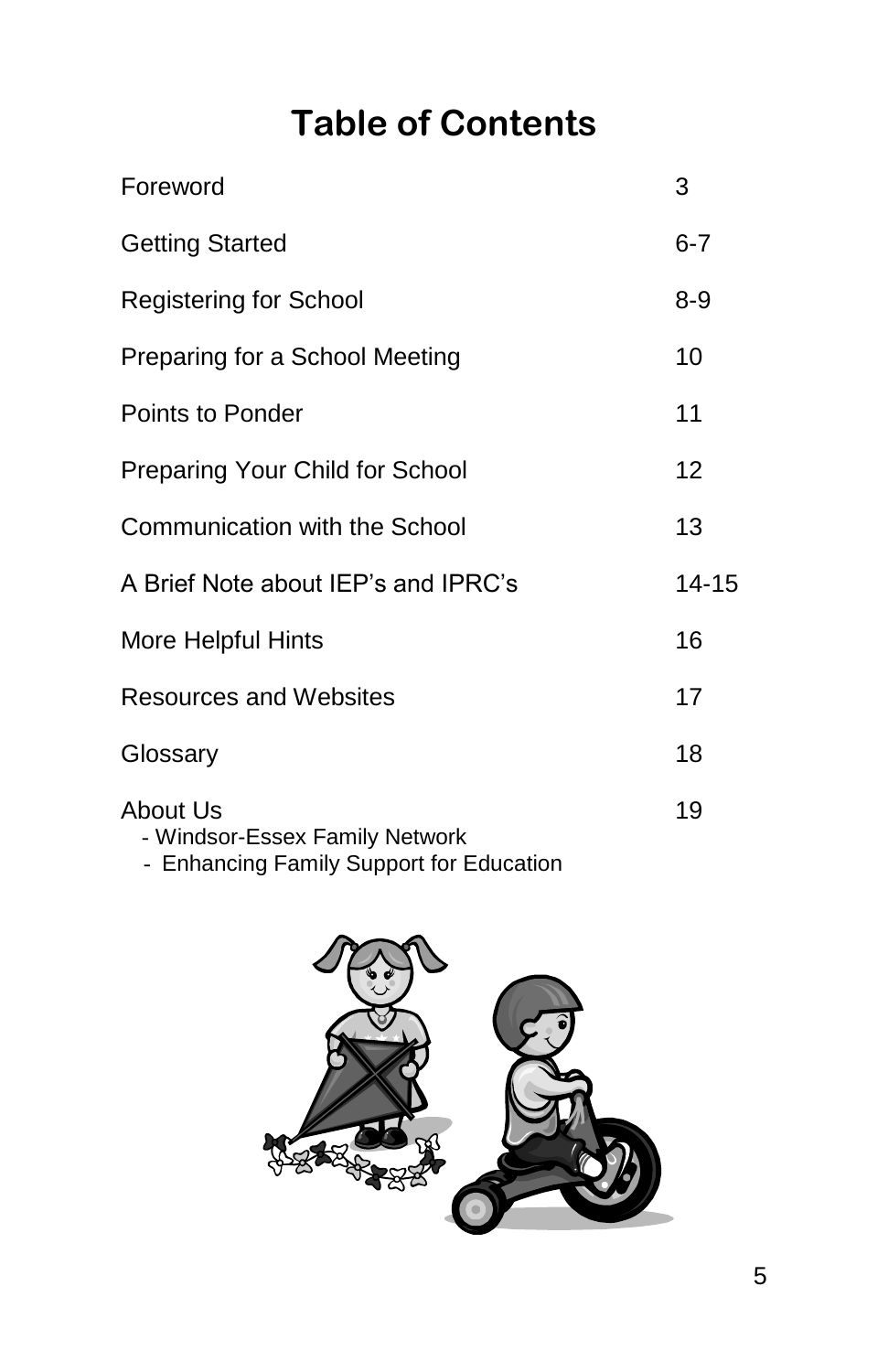# Table of Contents

| | |
|---|---|
| Foreword | 3 |
| Getting Started | 6-7 |
| Registering for School | 8-9 |
| Preparing for a School Meeting | 10 |
| Points to Ponder | 11 |
| Preparing Your Child for School | 12 |
| Communication with the School | 13 |
| A Brief Note about IEP's and IPRC's | 14-15 |
| More Helpful Hints | 16 |
| Resources and Websites | 17 |
| Glossary | 18 |
| About Us<br>- Windsor-Essex Family Network<br>- Enhancing Family Support for Education | 19 |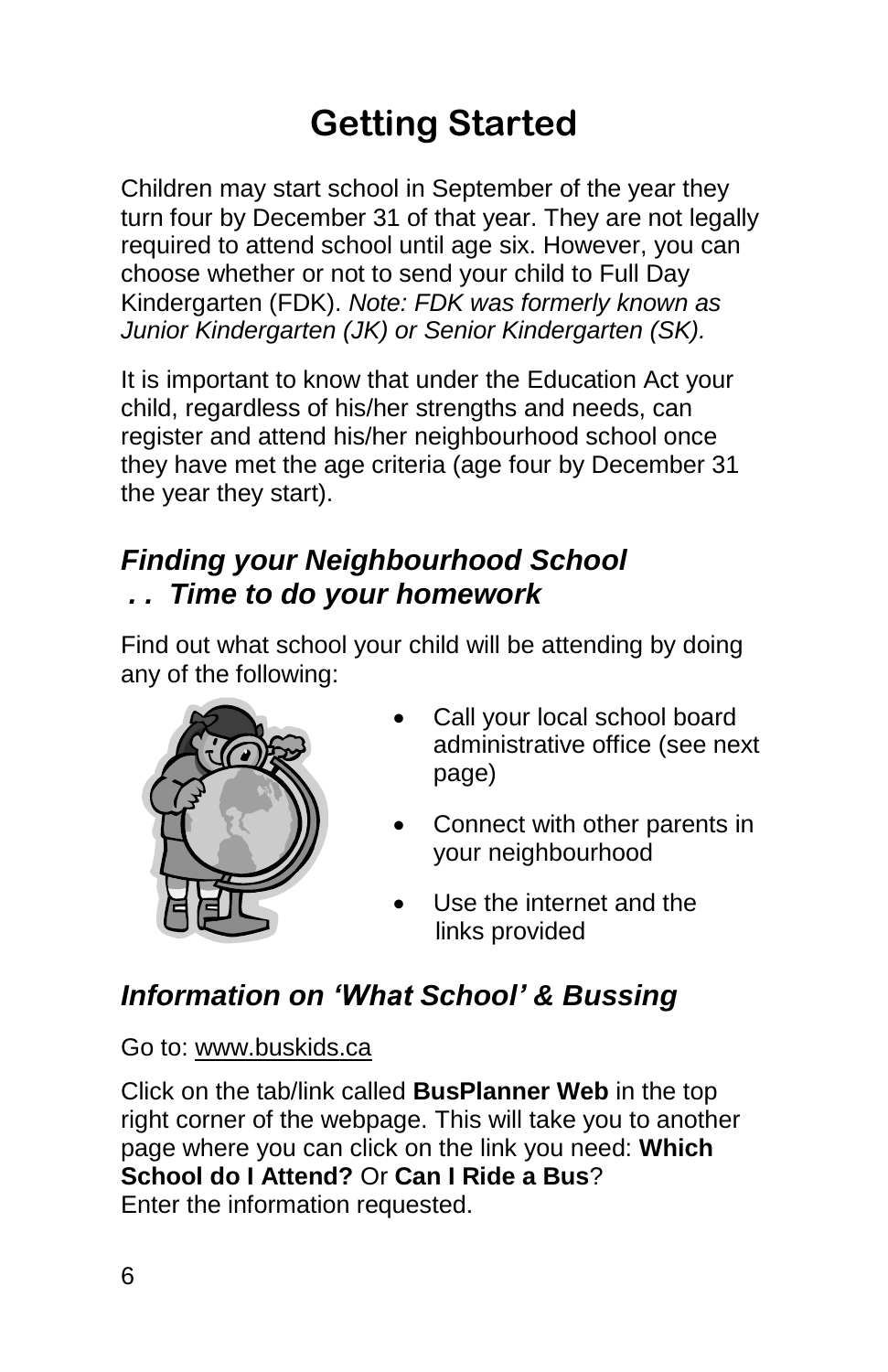# Getting Started

Children may start school in September of the year they turn four by December 31 of that year. They are not legally required to attend school until age six. However, you can choose whether or not to send your child to Full Day Kindergarten (FDK). *Note: FDK was formerly known as Junior Kindergarten (JK) or Senior Kindergarten (SK).*

It is important to know that under the Education Act your child, regardless of his/her strengths and needs, can register and attend his/her neighbourhood school once they have met the age criteria (age four by December 31 the year they start).

## *Finding your Neighbourhood School . . Time to do your homework*

Find out what school your child will be attending by doing any of the following:

- Call your local school board administrative office (see next page)
- Connect with other parents in your neighbourhood
- Use the internet and the links provided

## *Information on 'What School' & Bussing*

Go to: www.buskids.ca

Click on the tab/link called **BusPlanner Web** in the top right corner of the webpage. This will take you to another page where you can click on the link you need: **Which School do I Attend?** Or **Can I Ride a Bus**? Enter the information requested.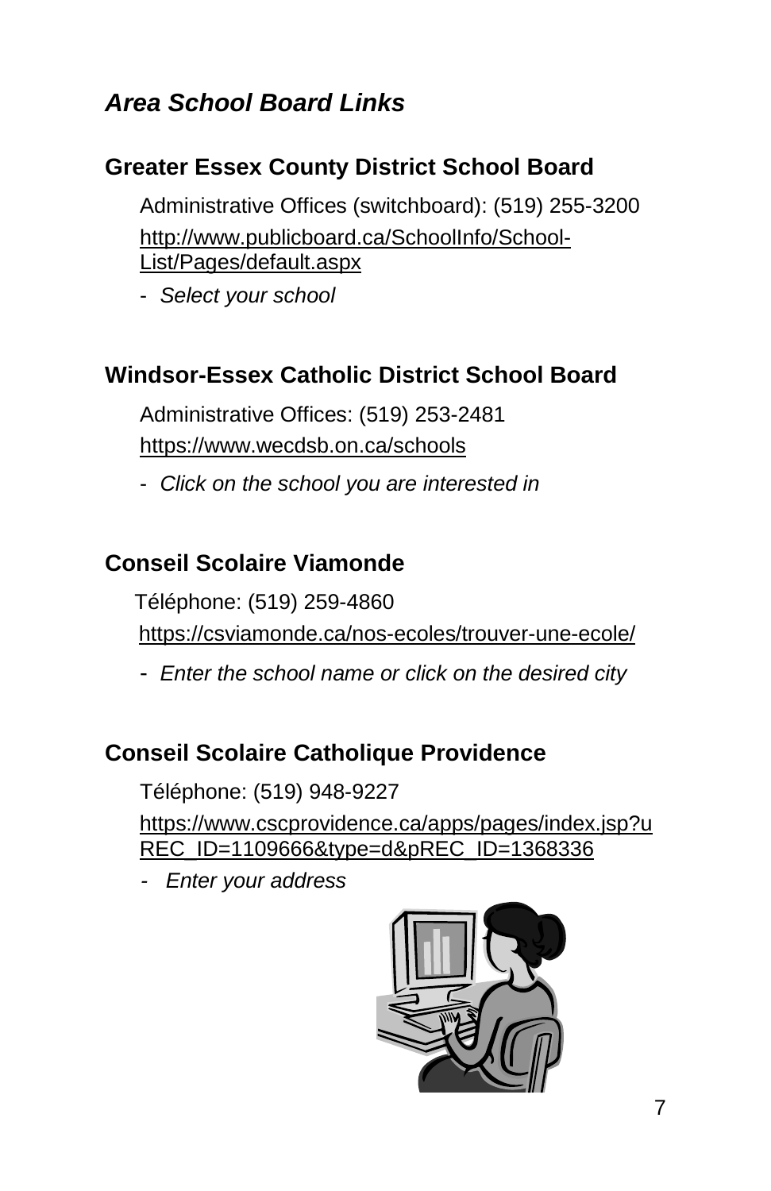## *Area School Board Links*

### Greater Essex County District School Board

Administrative Offices (switchboard): (519) 255-3200

http://www.publicboard.ca/SchoolInfo/School-List/Pages/default.aspx

- *Select your school*

### Windsor-Essex Catholic District School Board

Administrative Offices: (519) 253-2481

https://www.wecdsb.on.ca/schools

- *Click on the school you are interested in*

### Conseil Scolaire Viamonde

Téléphone: (519) 259-4860

https://csviamonde.ca/nos-ecoles/trouver-une-ecole/

- *Enter the school name or click on the desired city*

### Conseil Scolaire Catholique Providence

Téléphone: (519) 948-9227

https://www.cscprovidence.ca/apps/pages/index.jsp?uREC_ID=1109666&type=d&pREC_ID=1368336

- *Enter your address*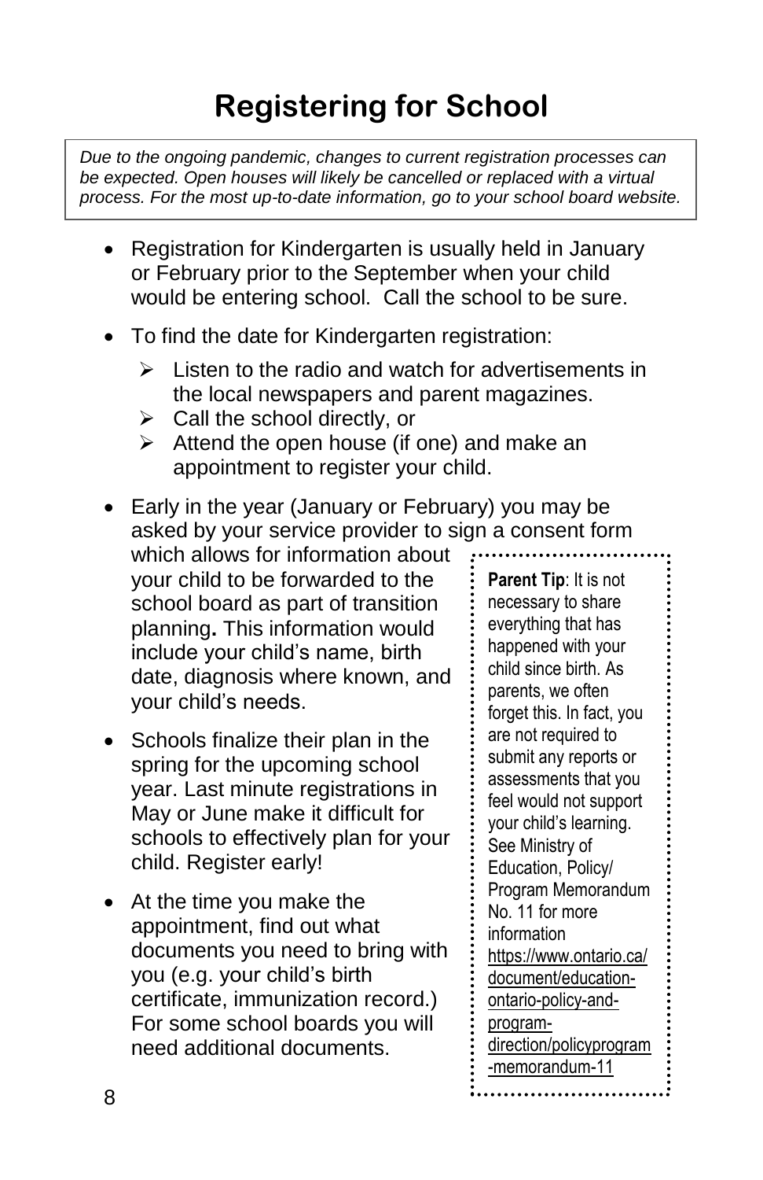# Registering for School

*Due to the ongoing pandemic, changes to current registration processes can be expected. Open houses will likely be cancelled or replaced with a virtual process. For the most up-to-date information, go to your school board website.*

- Registration for Kindergarten is usually held in January or February prior to the September when your child would be entering school. Call the school to be sure.
- To find the date for Kindergarten registration:
  - Listen to the radio and watch for advertisements in the local newspapers and parent magazines.
  - Call the school directly, or
  - Attend the open house (if one) and make an appointment to register your child.
- Early in the year (January or February) you may be asked by your service provider to sign a consent form which allows for information about your child to be forwarded to the school board as part of transition planning**.** This information would include your child's name, birth date, diagnosis where known, and your child's needs.
- Schools finalize their plan in the spring for the upcoming school year. Last minute registrations in May or June make it difficult for schools to effectively plan for your child. Register early!
- At the time you make the appointment, find out what documents you need to bring with you (e.g. your child's birth certificate, immunization record.) For some school boards you will need additional documents.

**Parent Tip**: It is not necessary to share everything that has happened with your child since birth. As parents, we often forget this. In fact, you are not required to submit any reports or assessments that you feel would not support your child's learning. See Ministry of Education, Policy/ Program Memorandum No. 11 for more information https://www.ontario.ca/document/education-ontario-policy-and-program-direction/policyprogram-memorandum-11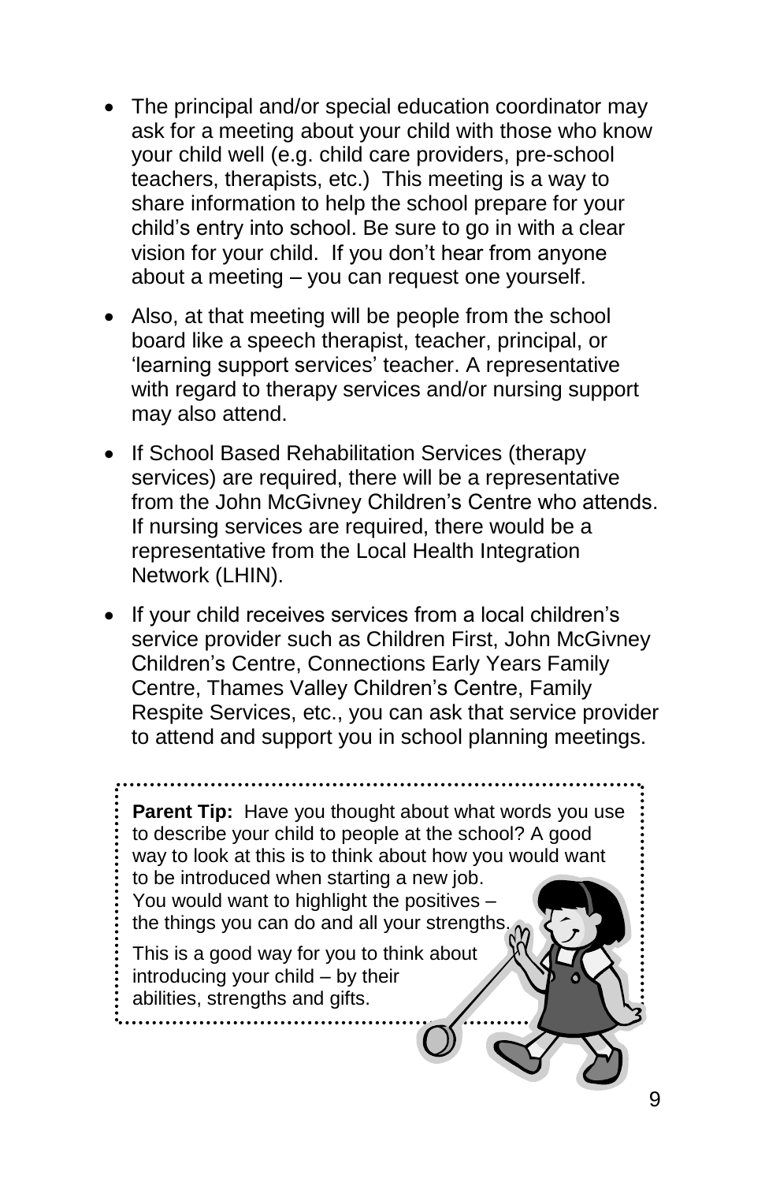- The principal and/or special education coordinator may ask for a meeting about your child with those who know your child well (e.g. child care providers, pre-school teachers, therapists, etc.) This meeting is a way to share information to help the school prepare for your child's entry into school. Be sure to go in with a clear vision for your child. If you don't hear from anyone about a meeting – you can request one yourself.
- Also, at that meeting will be people from the school board like a speech therapist, teacher, principal, or 'learning support services' teacher. A representative with regard to therapy services and/or nursing support may also attend.
- If School Based Rehabilitation Services (therapy services) are required, there will be a representative from the John McGivney Children's Centre who attends. If nursing services are required, there would be a representative from the Local Health Integration Network (LHIN).
- If your child receives services from a local children's service provider such as Children First, John McGivney Children's Centre, Connections Early Years Family Centre, Thames Valley Children's Centre, Family Respite Services, etc., you can ask that service provider to attend and support you in school planning meetings.

**Parent Tip:** Have you thought about what words you use to describe your child to people at the school? A good way to look at this is to think about how you would want to be introduced when starting a new job. You would want to highlight the positives – the things you can do and all your strengths.

This is a good way for you to think about introducing your child – by their abilities, strengths and gifts.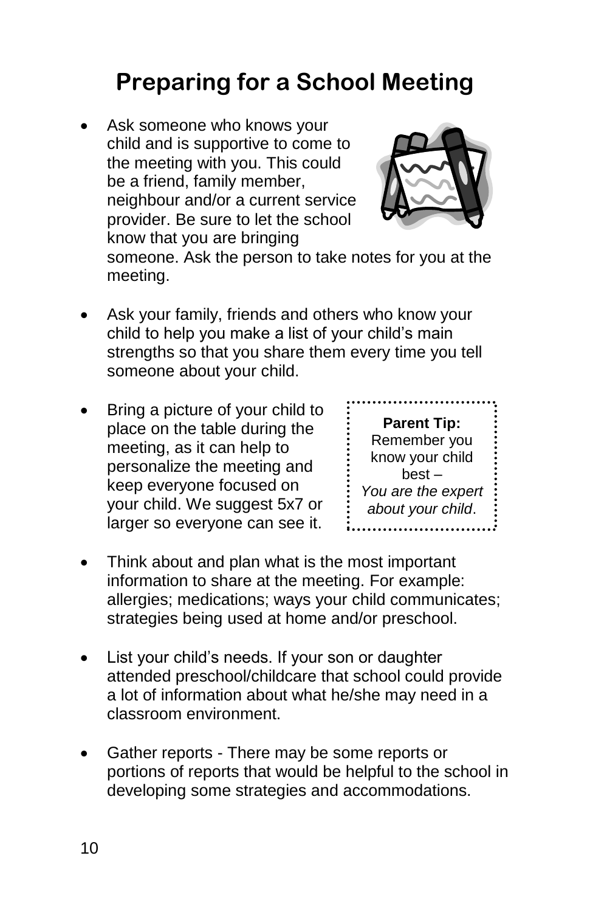# Preparing for a School Meeting

- Ask someone who knows your child and is supportive to come to the meeting with you. This could be a friend, family member, neighbour and/or a current service provider. Be sure to let the school know that you are bringing someone. Ask the person to take notes for you at the meeting.

- Ask your family, friends and others who know your child to help you make a list of your child's main strengths so that you share them every time you tell someone about your child.

- Bring a picture of your child to place on the table during the meeting, as it can help to personalize the meeting and keep everyone focused on your child. We suggest 5x7 or larger so everyone can see it.

> **Parent Tip:**
> Remember you know your child best –
> *You are the expert about your child*.

- Think about and plan what is the most important information to share at the meeting. For example: allergies; medications; ways your child communicates; strategies being used at home and/or preschool.

- List your child's needs. If your son or daughter attended preschool/childcare that school could provide a lot of information about what he/she may need in a classroom environment.

- Gather reports - There may be some reports or portions of reports that would be helpful to the school in developing some strategies and accommodations.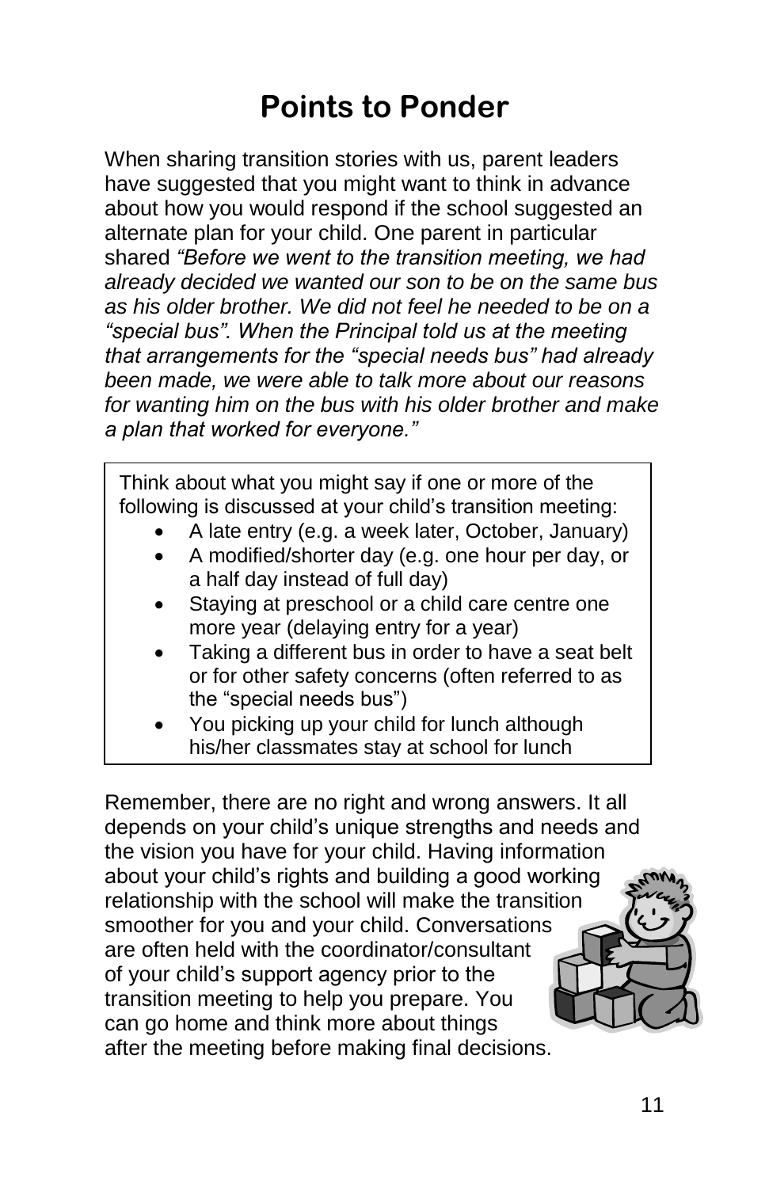# Points to Ponder

When sharing transition stories with us, parent leaders have suggested that you might want to think in advance about how you would respond if the school suggested an alternate plan for your child. One parent in particular shared *"Before we went to the transition meeting, we had already decided we wanted our son to be on the same bus as his older brother. We did not feel he needed to be on a "special bus". When the Principal told us at the meeting that arrangements for the "special needs bus" had already been made, we were able to talk more about our reasons for wanting him on the bus with his older brother and make a plan that worked for everyone."*

> Think about what you might say if one or more of the following is discussed at your child's transition meeting:
>
> - A late entry (e.g. a week later, October, January)
> - A modified/shorter day (e.g. one hour per day, or a half day instead of full day)
> - Staying at preschool or a child care centre one more year (delaying entry for a year)
> - Taking a different bus in order to have a seat belt or for other safety concerns (often referred to as the "special needs bus")
> - You picking up your child for lunch although his/her classmates stay at school for lunch

Remember, there are no right and wrong answers. It all depends on your child's unique strengths and needs and the vision you have for your child. Having information about your child's rights and building a good working relationship with the school will make the transition smoother for you and your child. Conversations are often held with the coordinator/consultant of your child's support agency prior to the transition meeting to help you prepare. You can go home and think more about things after the meeting before making final decisions.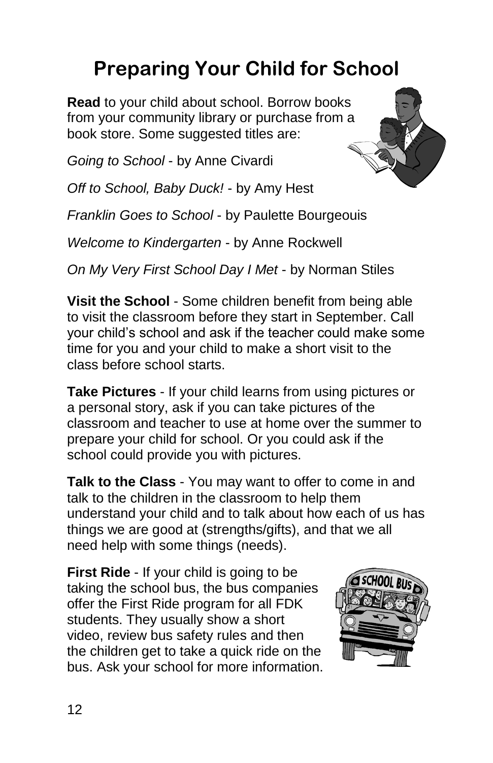# Preparing Your Child for School

**Read** to your child about school. Borrow books from your community library or purchase from a book store. Some suggested titles are:

*Going to School* - by Anne Civardi

*Off to School, Baby Duck!* - by Amy Hest

*Franklin Goes to School* - by Paulette Bourgeouis

*Welcome to Kindergarten* - by Anne Rockwell

*On My Very First School Day I Met* - by Norman Stiles

**Visit the School** - Some children benefit from being able to visit the classroom before they start in September. Call your child's school and ask if the teacher could make some time for you and your child to make a short visit to the class before school starts.

**Take Pictures** - If your child learns from using pictures or a personal story, ask if you can take pictures of the classroom and teacher to use at home over the summer to prepare your child for school. Or you could ask if the school could provide you with pictures.

**Talk to the Class** - You may want to offer to come in and talk to the children in the classroom to help them understand your child and to talk about how each of us has things we are good at (strengths/gifts), and that we all need help with some things (needs).

**First Ride** - If your child is going to be taking the school bus, the bus companies offer the First Ride program for all FDK students. They usually show a short video, review bus safety rules and then the children get to take a quick ride on the bus. Ask your school for more information.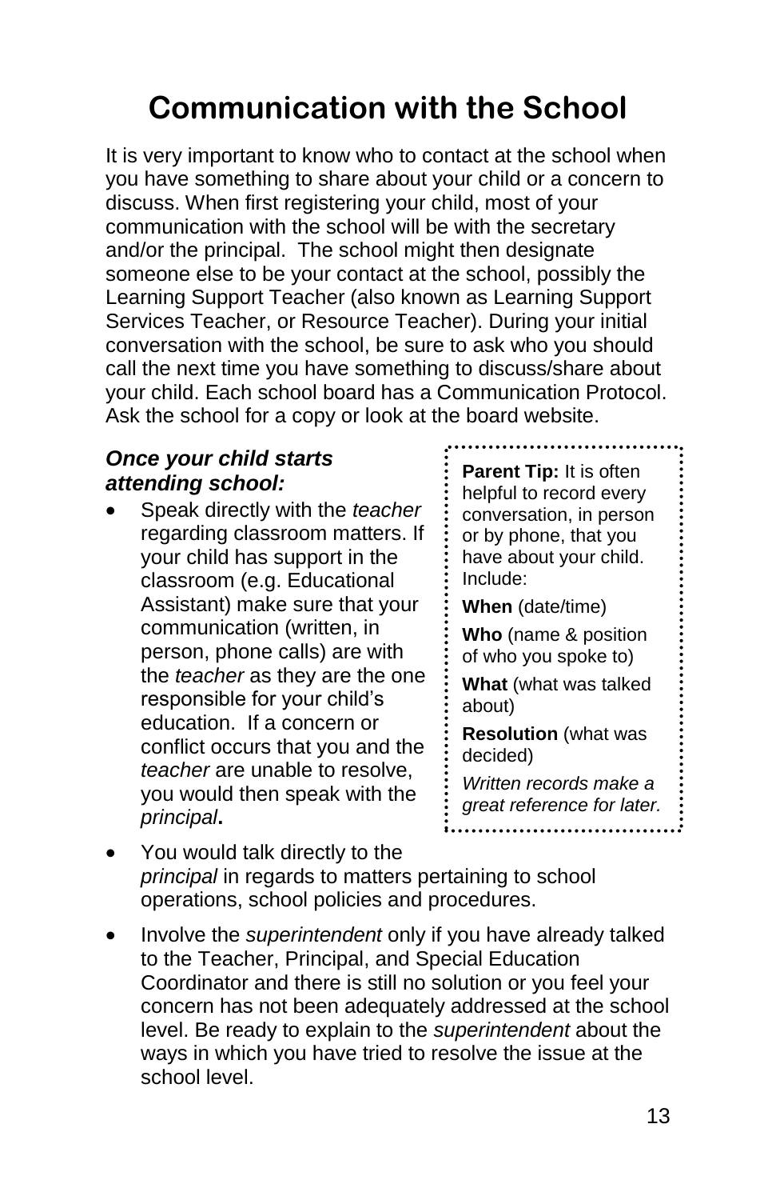# Communication with the School

It is very important to know who to contact at the school when you have something to share about your child or a concern to discuss. When first registering your child, most of your communication with the school will be with the secretary and/or the principal. The school might then designate someone else to be your contact at the school, possibly the Learning Support Teacher (also known as Learning Support Services Teacher, or Resource Teacher). During your initial conversation with the school, be sure to ask who you should call the next time you have something to discuss/share about your child. Each school board has a Communication Protocol. Ask the school for a copy or look at the board website.

### *Once your child starts attending school:*

- Speak directly with the *teacher* regarding classroom matters. If your child has support in the classroom (e.g. Educational Assistant) make sure that your communication (written, in person, phone calls) are with the *teacher* as they are the one responsible for your child's education. If a concern or conflict occurs that you and the *teacher* are unable to resolve, you would then speak with the *principal*.
- You would talk directly to the *principal* in regards to matters pertaining to school operations, school policies and procedures.
- Involve the *superintendent* only if you have already talked to the Teacher, Principal, and Special Education Coordinator and there is still no solution or you feel your concern has not been adequately addressed at the school level. Be ready to explain to the *superintendent* about the ways in which you have tried to resolve the issue at the school level.

> **Parent Tip:** It is often helpful to record every conversation, in person or by phone, that you have about your child. Include:
>
> **When** (date/time)
>
> **Who** (name & position of who you spoke to)
>
> **What** (what was talked about)
>
> **Resolution** (what was decided)
>
> *Written records make a great reference for later.*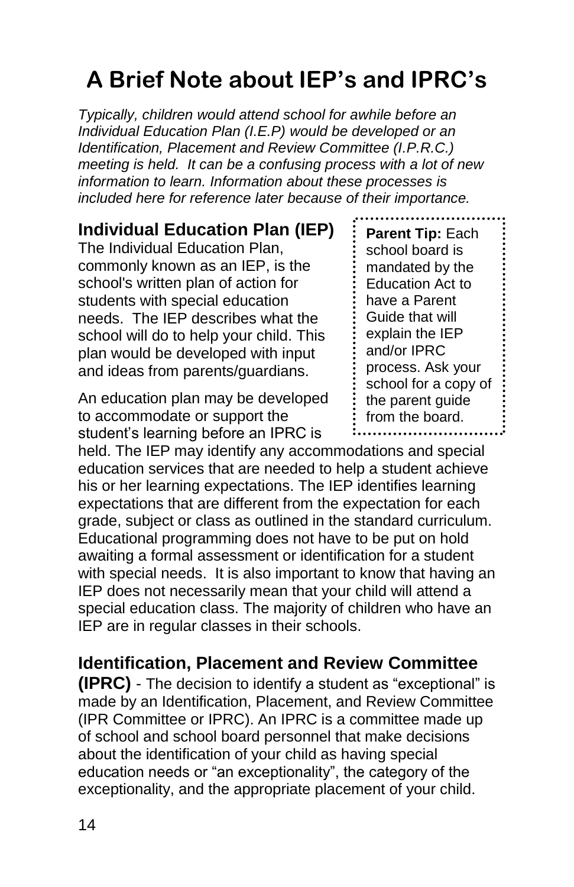# A Brief Note about IEP's and IPRC's

*Typically, children would attend school for awhile before an Individual Education Plan (I.E.P) would be developed or an Identification, Placement and Review Committee (I.P.R.C.) meeting is held. It can be a confusing process with a lot of new information to learn. Information about these processes is included here for reference later because of their importance.*

## Individual Education Plan (IEP)

The Individual Education Plan, commonly known as an IEP, is the school's written plan of action for students with special education needs. The IEP describes what the school will do to help your child. This plan would be developed with input and ideas from parents/guardians.

> **Parent Tip:** Each school board is mandated by the Education Act to have a Parent Guide that will explain the IEP and/or IPRC process. Ask your school for a copy of the parent guide from the board.

An education plan may be developed to accommodate or support the student's learning before an IPRC is held. The IEP may identify any accommodations and special education services that are needed to help a student achieve his or her learning expectations. The IEP identifies learning expectations that are different from the expectation for each grade, subject or class as outlined in the standard curriculum. Educational programming does not have to be put on hold awaiting a formal assessment or identification for a student with special needs. It is also important to know that having an IEP does not necessarily mean that your child will attend a special education class. The majority of children who have an IEP are in regular classes in their schools.

## Identification, Placement and Review Committee (IPRC)

- The decision to identify a student as "exceptional" is made by an Identification, Placement, and Review Committee (IPR Committee or IPRC). An IPRC is a committee made up of school and school board personnel that make decisions about the identification of your child as having special education needs or "an exceptionality", the category of the exceptionality, and the appropriate placement of your child.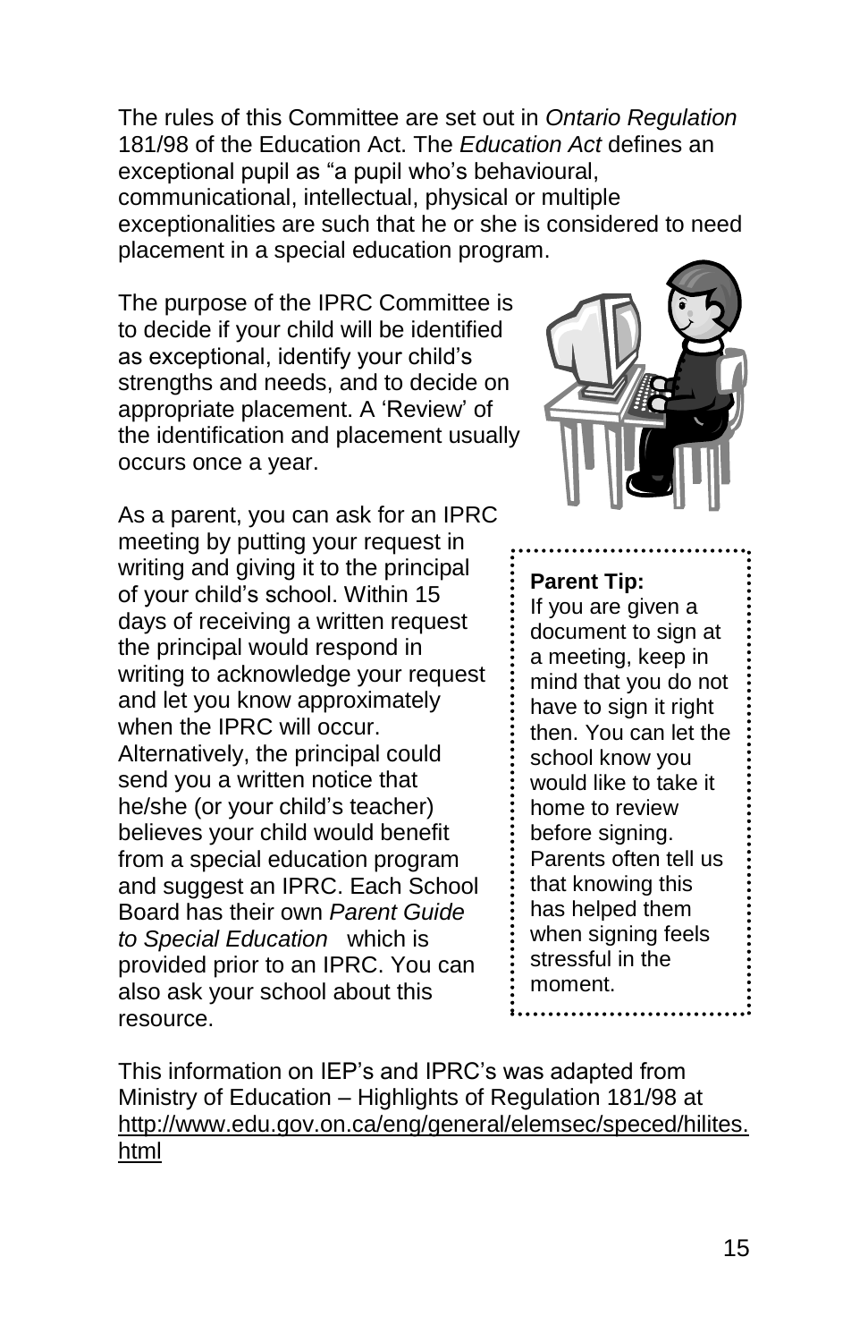The rules of this Committee are set out in *Ontario Regulation* 181/98 of the Education Act. The *Education Act* defines an exceptional pupil as "a pupil who's behavioural, communicational, intellectual, physical or multiple exceptionalities are such that he or she is considered to need placement in a special education program.

The purpose of the IPRC Committee is to decide if your child will be identified as exceptional, identify your child's strengths and needs, and to decide on appropriate placement. A 'Review' of the identification and placement usually occurs once a year.

As a parent, you can ask for an IPRC meeting by putting your request in writing and giving it to the principal of your child's school. Within 15 days of receiving a written request the principal would respond in writing to acknowledge your request and let you know approximately when the IPRC will occur. Alternatively, the principal could send you a written notice that he/she (or your child's teacher) believes your child would benefit from a special education program and suggest an IPRC. Each School Board has their own *Parent Guide to Special Education* which is provided prior to an IPRC. You can also ask your school about this resource.

**Parent Tip:**
If you are given a document to sign at a meeting, keep in mind that you do not have to sign it right then. You can let the school know you would like to take it home to review before signing. Parents often tell us that knowing this has helped them when signing feels stressful in the moment.

This information on IEP's and IPRC's was adapted from Ministry of Education – Highlights of Regulation 181/98 at http://www.edu.gov.on.ca/eng/general/elemsec/speced/hilites.html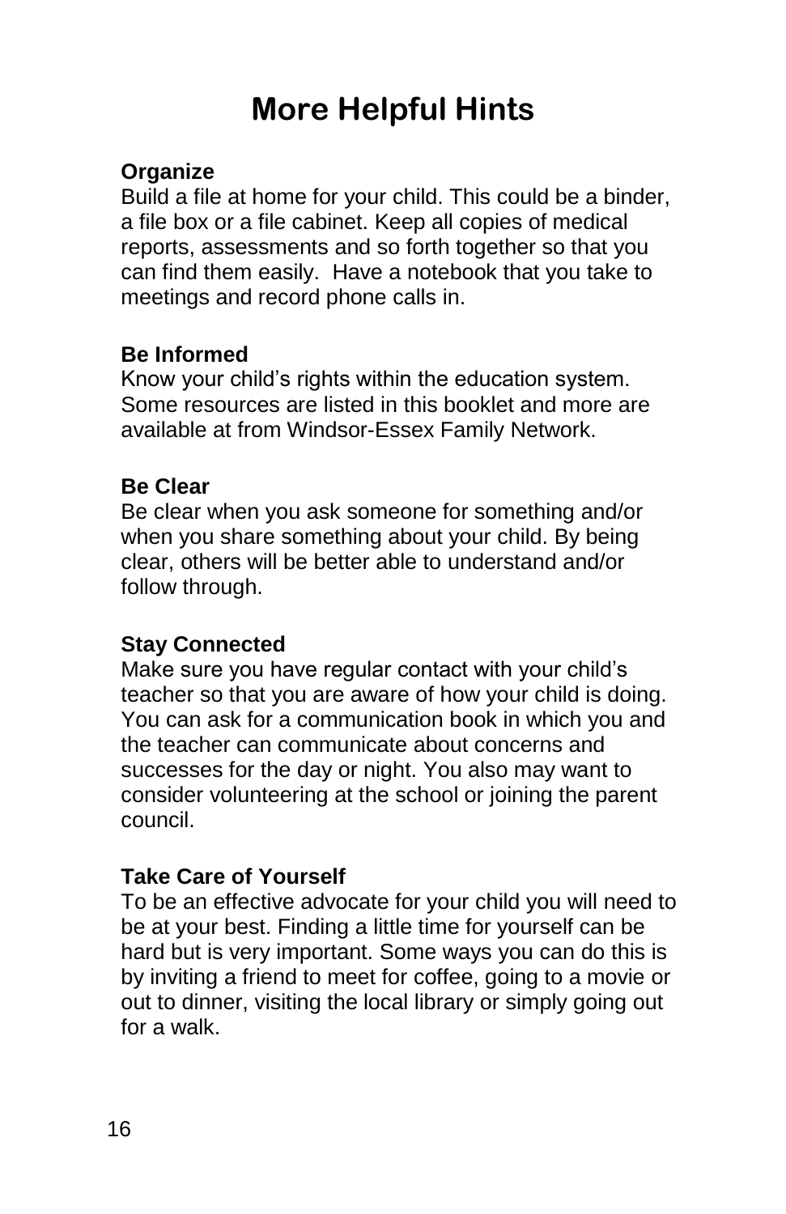# More Helpful Hints

**Organize**

Build a file at home for your child. This could be a binder, a file box or a file cabinet. Keep all copies of medical reports, assessments and so forth together so that you can find them easily. Have a notebook that you take to meetings and record phone calls in.

**Be Informed**

Know your child's rights within the education system. Some resources are listed in this booklet and more are available at from Windsor-Essex Family Network.

**Be Clear**

Be clear when you ask someone for something and/or when you share something about your child. By being clear, others will be better able to understand and/or follow through.

**Stay Connected**

Make sure you have regular contact with your child's teacher so that you are aware of how your child is doing. You can ask for a communication book in which you and the teacher can communicate about concerns and successes for the day or night. You also may want to consider volunteering at the school or joining the parent council.

**Take Care of Yourself**

To be an effective advocate for your child you will need to be at your best. Finding a little time for yourself can be hard but is very important. Some ways you can do this is by inviting a friend to meet for coffee, going to a movie or out to dinner, visiting the local library or simply going out for a walk.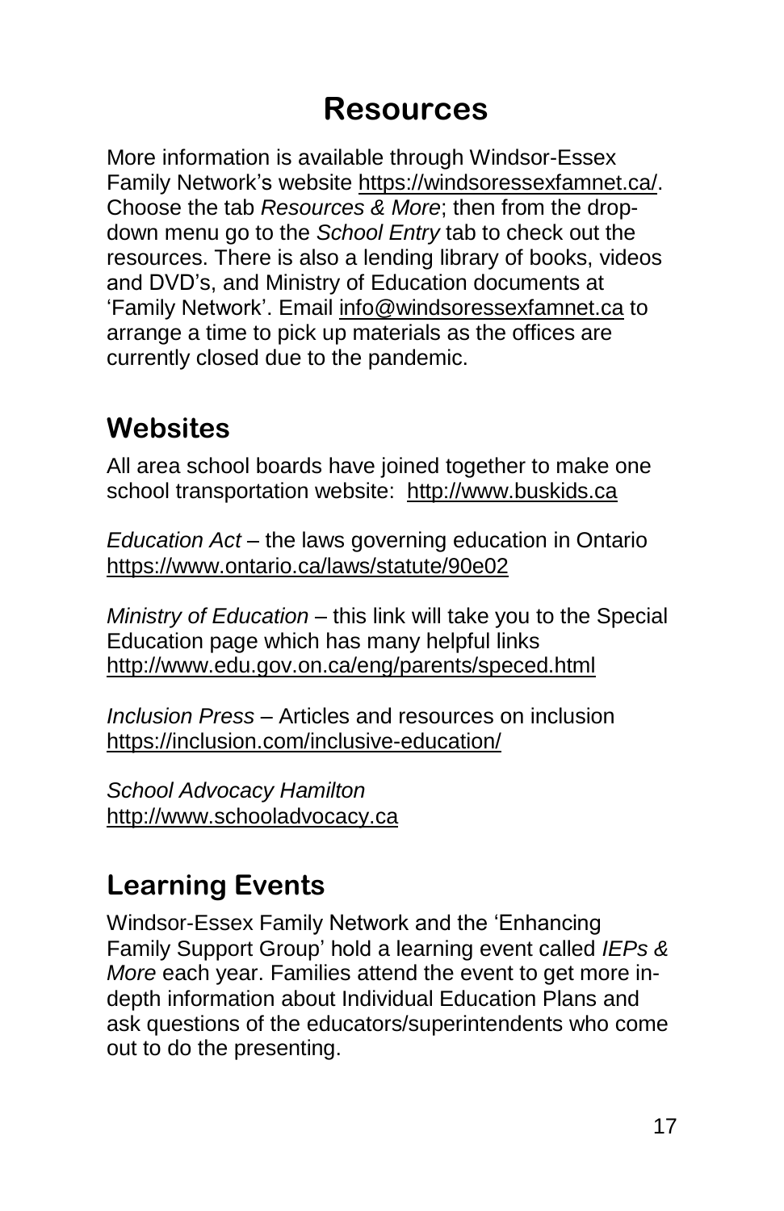# Resources

More information is available through Windsor-Essex Family Network's website https://windsoressexfamnet.ca/. Choose the tab *Resources & More*; then from the drop-down menu go to the *School Entry* tab to check out the resources. There is also a lending library of books, videos and DVD's, and Ministry of Education documents at 'Family Network'. Email info@windsoressexfamnet.ca to arrange a time to pick up materials as the offices are currently closed due to the pandemic.

## Websites

All area school boards have joined together to make one school transportation website: http://www.buskids.ca

*Education Act* – the laws governing education in Ontario https://www.ontario.ca/laws/statute/90e02

*Ministry of Education* – this link will take you to the Special Education page which has many helpful links http://www.edu.gov.on.ca/eng/parents/speced.html

*Inclusion Press* – Articles and resources on inclusion https://inclusion.com/inclusive-education/

*School Advocacy Hamilton*
http://www.schooladvocacy.ca

## Learning Events

Windsor-Essex Family Network and the 'Enhancing Family Support Group' hold a learning event called *IEPs & More* each year. Families attend the event to get more in-depth information about Individual Education Plans and ask questions of the educators/superintendents who come out to do the presenting.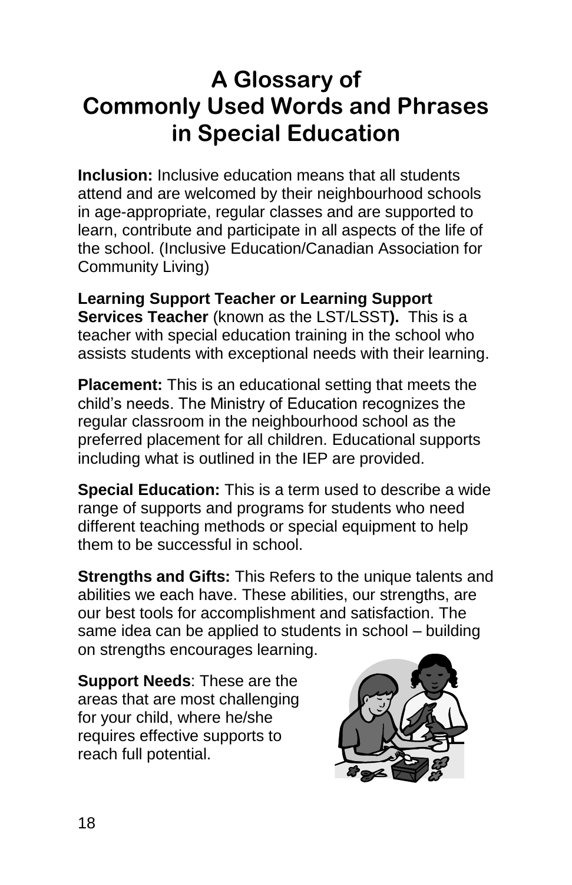# A Glossary of Commonly Used Words and Phrases in Special Education

**Inclusion:** Inclusive education means that all students attend and are welcomed by their neighbourhood schools in age-appropriate, regular classes and are supported to learn, contribute and participate in all aspects of the life of the school. (Inclusive Education/Canadian Association for Community Living)

**Learning Support Teacher or Learning Support Services Teacher** (known as the LST/LSST**).** This is a teacher with special education training in the school who assists students with exceptional needs with their learning.

**Placement:** This is an educational setting that meets the child's needs. The Ministry of Education recognizes the regular classroom in the neighbourhood school as the preferred placement for all children. Educational supports including what is outlined in the IEP are provided.

**Special Education:** This is a term used to describe a wide range of supports and programs for students who need different teaching methods or special equipment to help them to be successful in school.

**Strengths and Gifts:** This Refers to the unique talents and abilities we each have. These abilities, our strengths, are our best tools for accomplishment and satisfaction. The same idea can be applied to students in school – building on strengths encourages learning.

**Support Needs**: These are the areas that are most challenging for your child, where he/she requires effective supports to reach full potential.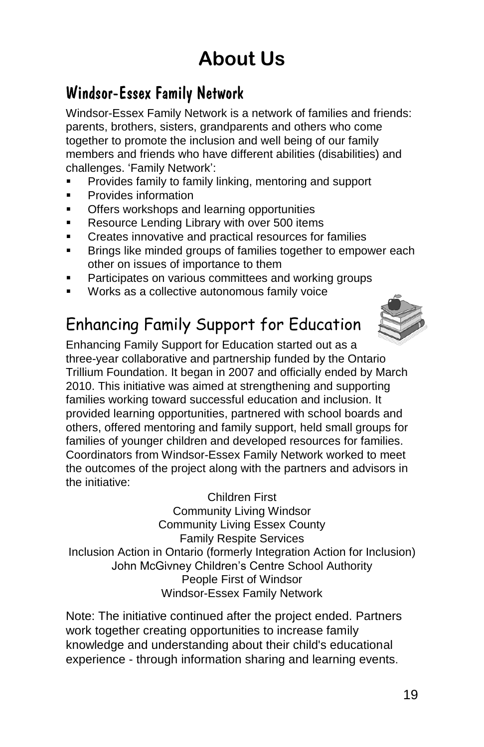# About Us

## Windsor-Essex Family Network

Windsor-Essex Family Network is a network of families and friends: parents, brothers, sisters, grandparents and others who come together to promote the inclusion and well being of our family members and friends who have different abilities (disabilities) and challenges. 'Family Network':

- Provides family to family linking, mentoring and support
- Provides information
- Offers workshops and learning opportunities
- Resource Lending Library with over 500 items
- Creates innovative and practical resources for families
- Brings like minded groups of families together to empower each other on issues of importance to them
- Participates on various committees and working groups
- Works as a collective autonomous family voice

## Enhancing Family Support for Education

Enhancing Family Support for Education started out as a three-year collaborative and partnership funded by the Ontario Trillium Foundation. It began in 2007 and officially ended by March 2010. This initiative was aimed at strengthening and supporting families working toward successful education and inclusion. It provided learning opportunities, partnered with school boards and others, offered mentoring and family support, held small groups for families of younger children and developed resources for families. Coordinators from Windsor-Essex Family Network worked to meet the outcomes of the project along with the partners and advisors in the initiative:

Children First
Community Living Windsor
Community Living Essex County
Family Respite Services
Inclusion Action in Ontario (formerly Integration Action for Inclusion)
John McGivney Children's Centre School Authority
People First of Windsor
Windsor-Essex Family Network

Note: The initiative continued after the project ended. Partners work together creating opportunities to increase family knowledge and understanding about their child's educational experience - through information sharing and learning events.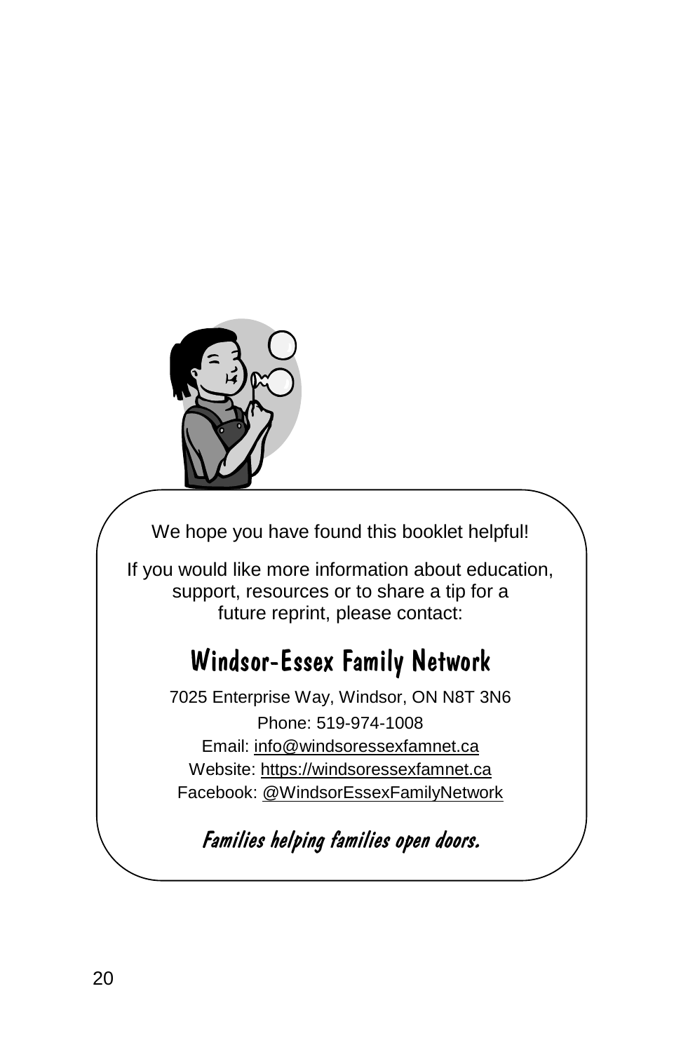We hope you have found this booklet helpful!

If you would like more information about education, support, resources or to share a tip for a future reprint, please contact:

## Windsor-Essex Family Network

7025 Enterprise Way, Windsor, ON N8T 3N6

Phone: 519-974-1008

Email: info@windsoressexfamnet.ca

Website: https://windsoressexfamnet.ca

Facebook: @WindsorEssexFamilyNetwork

*Families helping families open doors.*